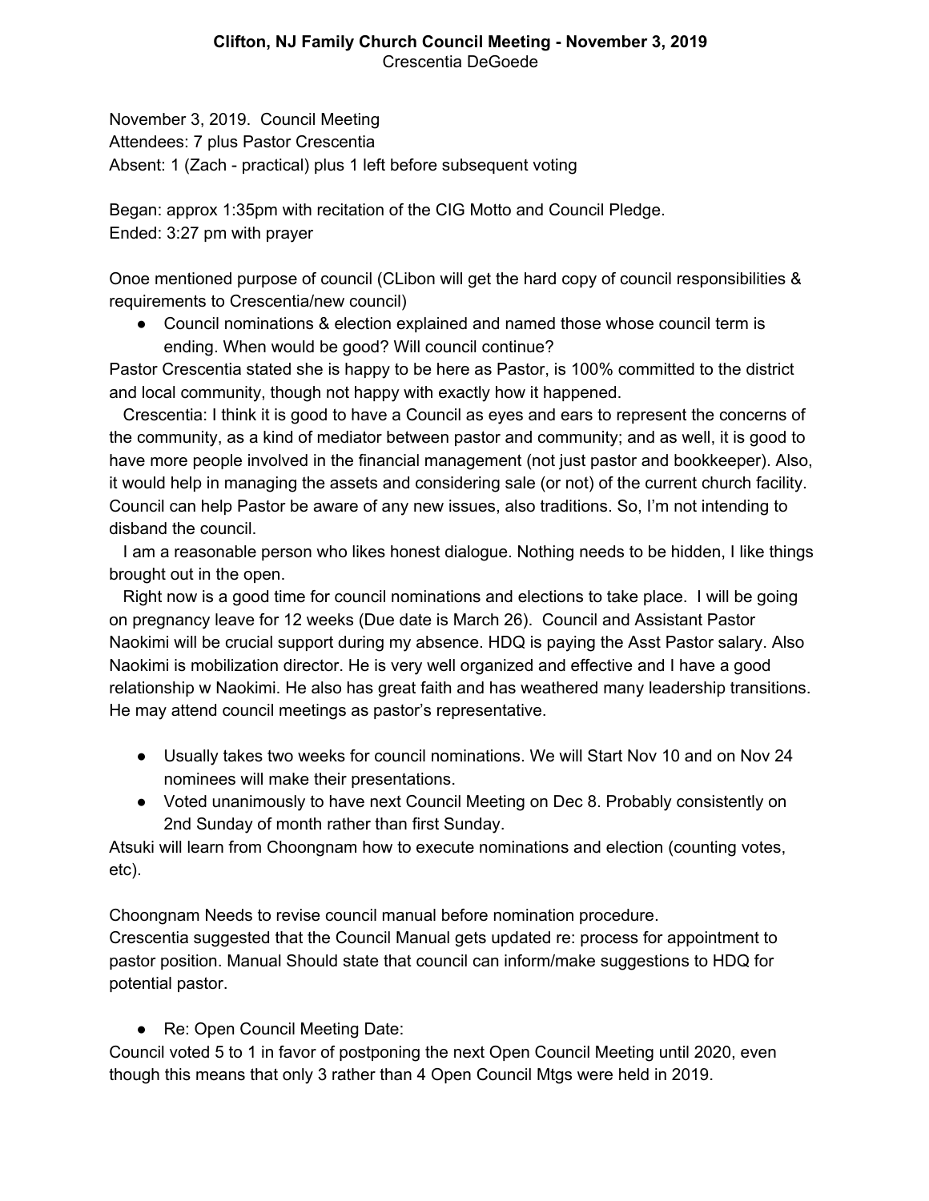**Clifton, NJ Family Church Council Meeting - November 3, 2019**
Crescentia DeGoede

November 3, 2019. Council Meeting
Attendees: 7 plus Pastor Crescentia
Absent: 1 (Zach - practical) plus 1 left before subsequent voting

Began: approx 1:35pm with recitation of the CIG Motto and Council Pledge.
Ended: 3:27 pm with prayer

Onoe mentioned purpose of council (CLibon will get the hard copy of council responsibilities & requirements to Crescentia/new council)

- Council nominations & election explained and named those whose council term is ending. When would be good? Will council continue?

Pastor Crescentia stated she is happy to be here as Pastor, is 100% committed to the district and local community, though not happy with exactly how it happened.

Crescentia: I think it is good to have a Council as eyes and ears to represent the concerns of the community, as a kind of mediator between pastor and community; and as well, it is good to have more people involved in the financial management (not just pastor and bookkeeper). Also, it would help in managing the assets and considering sale (or not) of the current church facility. Council can help Pastor be aware of any new issues, also traditions. So, I'm not intending to disband the council.

I am a reasonable person who likes honest dialogue. Nothing needs to be hidden, I like things brought out in the open.

Right now is a good time for council nominations and elections to take place. I will be going on pregnancy leave for 12 weeks (Due date is March 26). Council and Assistant Pastor Naokimi will be crucial support during my absence. HDQ is paying the Asst Pastor salary. Also Naokimi is mobilization director. He is very well organized and effective and I have a good relationship w Naokimi. He also has great faith and has weathered many leadership transitions. He may attend council meetings as pastor's representative.

- Usually takes two weeks for council nominations. We will Start Nov 10 and on Nov 24 nominees will make their presentations.
- Voted unanimously to have next Council Meeting on Dec 8. Probably consistently on 2nd Sunday of month rather than first Sunday.

Atsuki will learn from Choongnam how to execute nominations and election (counting votes, etc).

Choongnam Needs to revise council manual before nomination procedure.
Crescentia suggested that the Council Manual gets updated re: process for appointment to pastor position. Manual Should state that council can inform/make suggestions to HDQ for potential pastor.

- Re: Open Council Meeting Date:

Council voted 5 to 1 in favor of postponing the next Open Council Meeting until 2020, even though this means that only 3 rather than 4 Open Council Mtgs were held in 2019.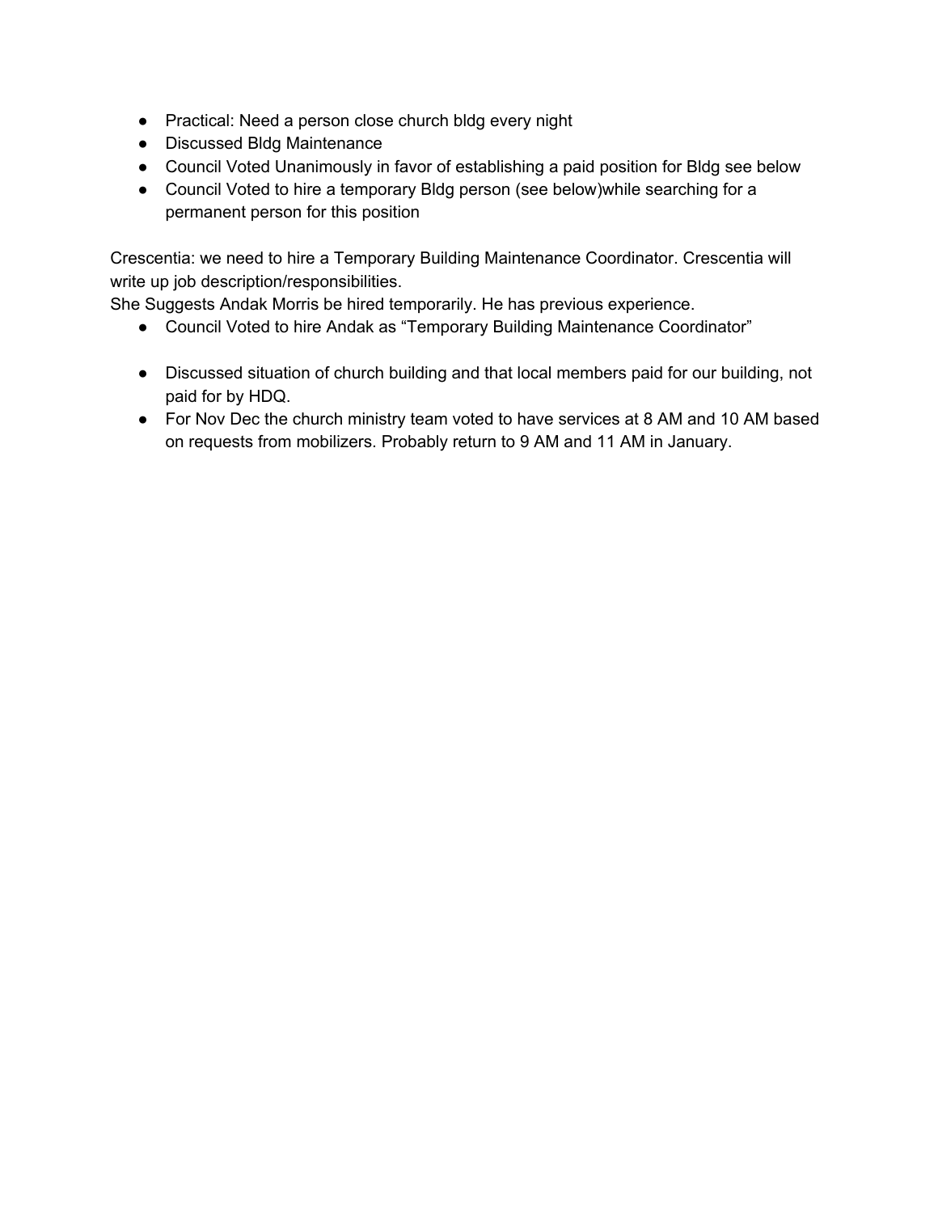- Practical: Need a person close church bldg every night
- Discussed Bldg Maintenance
- Council Voted Unanimously in favor of establishing a paid position for Bldg see below
- Council Voted to hire a temporary Bldg person (see below)while searching for a permanent person for this position

Crescentia: we need to hire a Temporary Building Maintenance Coordinator. Crescentia will write up job description/responsibilities.
She Suggests Andak Morris be hired temporarily. He has previous experience.

- Council Voted to hire Andak as "Temporary Building Maintenance Coordinator"

- Discussed situation of church building and that local members paid for our building, not paid for by HDQ.
- For Nov Dec the church ministry team voted to have services at 8 AM and 10 AM based on requests from mobilizers. Probably return to 9 AM and 11 AM in January.